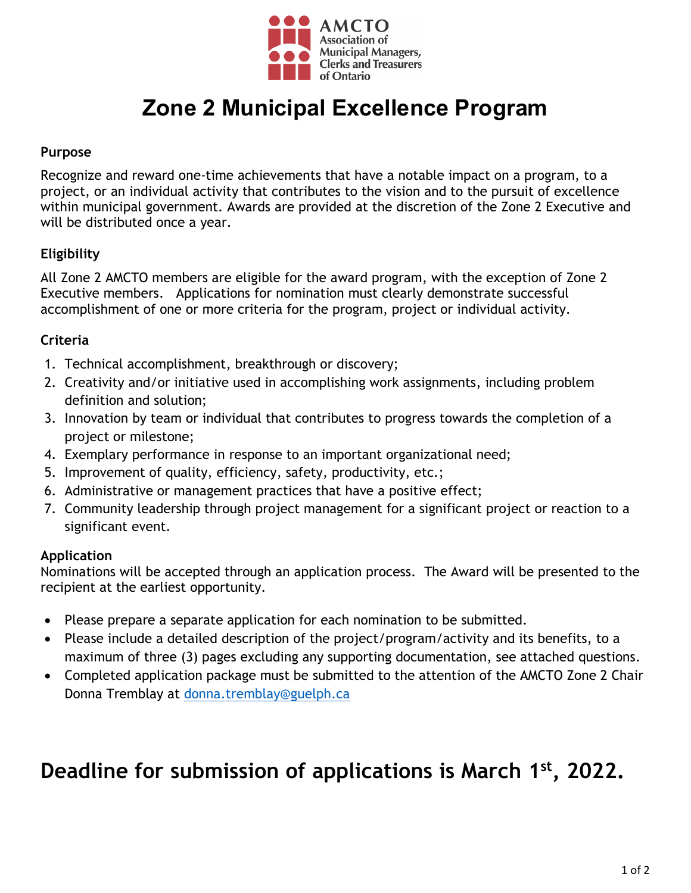AMCTO
Association of Municipal Managers, Clerks and Treasurers of Ontario

# Zone 2 Municipal Excellence Program

**Purpose**

Recognize and reward one-time achievements that have a notable impact on a program, to a project, or an individual activity that contributes to the vision and to the pursuit of excellence within municipal government. Awards are provided at the discretion of the Zone 2 Executive and will be distributed once a year.

**Eligibility**

All Zone 2 AMCTO members are eligible for the award program, with the exception of Zone 2 Executive members. Applications for nomination must clearly demonstrate successful accomplishment of one or more criteria for the program, project or individual activity.

**Criteria**

1. Technical accomplishment, breakthrough or discovery;
2. Creativity and/or initiative used in accomplishing work assignments, including problem definition and solution;
3. Innovation by team or individual that contributes to progress towards the completion of a project or milestone;
4. Exemplary performance in response to an important organizational need;
5. Improvement of quality, efficiency, safety, productivity, etc.;
6. Administrative or management practices that have a positive effect;
7. Community leadership through project management for a significant project or reaction to a significant event.

**Application**

Nominations will be accepted through an application process. The Award will be presented to the recipient at the earliest opportunity.

- Please prepare a separate application for each nomination to be submitted.
- Please include a detailed description of the project/program/activity and its benefits, to a maximum of three (3) pages excluding any supporting documentation, see attached questions.
- Completed application package must be submitted to the attention of the AMCTO Zone 2 Chair Donna Tremblay at donna.tremblay@guelph.ca

## Deadline for submission of applications is March 1st, 2022.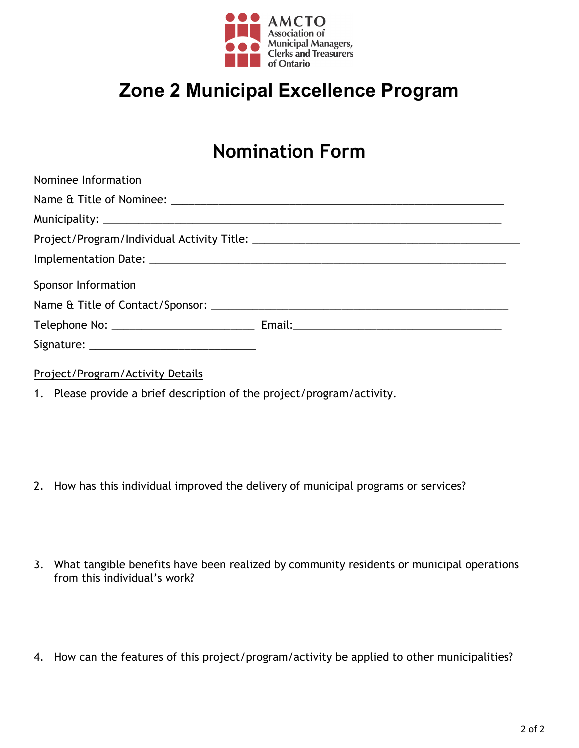AMCTO
Association of Municipal Managers, Clerks and Treasurers of Ontario

# Zone 2 Municipal Excellence Program

# Nomination Form

Nominee Information

Name & Title of Nominee: ____________________________________________________________

Municipality: ________________________________________________________________________

Project/Program/Individual Activity Title: _____________________________________________

Implementation Date: _________________________________________________________________

Sponsor Information

Name & Title of Contact/Sponsor: ______________________________________________________

Telephone No: __________________________ Email:______________________________________

Signature: ______________________________

Project/Program/Activity Details

1. Please provide a brief description of the project/program/activity.

2. How has this individual improved the delivery of municipal programs or services?

3. What tangible benefits have been realized by community residents or municipal operations from this individual's work?

4. How can the features of this project/program/activity be applied to other municipalities?